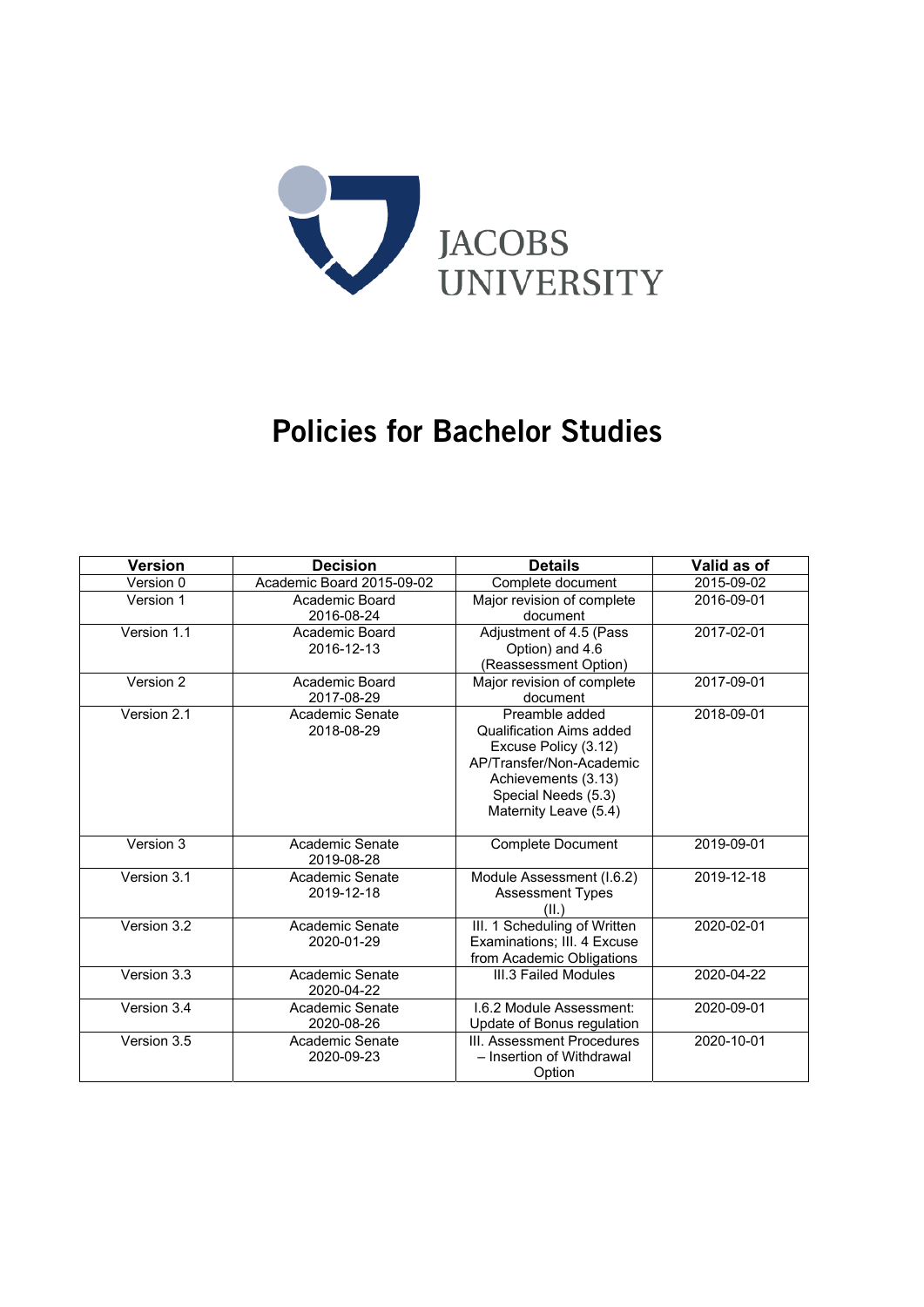JACOBS UNIVERSITY

# Policies for Bachelor Studies

| Version | Decision | Details | Valid as of |
|---|---|---|---|
| Version 0 | Academic Board 2015-09-02 | Complete document | 2015-09-02 |
| Version 1 | Academic Board 2016-08-24 | Major revision of complete document | 2016-09-01 |
| Version 1.1 | Academic Board 2016-12-13 | Adjustment of 4.5 (Pass Option) and 4.6 (Reassessment Option) | 2017-02-01 |
| Version 2 | Academic Board 2017-08-29 | Major revision of complete document | 2017-09-01 |
| Version 2.1 | Academic Board 2018-08-29 | Preamble added<br>Qualification Aims added<br>Excuse Policy (3.12)<br>AP/Transfer/Non-Academic Achievements (3.13)<br>Special Needs (5.3)<br>Maternity Leave (5.4) | 2018-09-01 |
| Version 3 | Academic Senate 2019-08-28 | Complete Document | 2019-09-01 |
| Version 3.1 | Academic Senate 2019-12-18 | Module Assessment (I.6.2)<br>Assessment Types (II.) | 2019-12-18 |
| Version 3.2 | Academic Senate 2020-01-29 | III. 1 Scheduling of Written Examinations; III. 4 Excuse from Academic Obligations | 2020-02-01 |
| Version 3.3 | Academic Senate 2020-04-22 | III.3 Failed Modules | 2020-04-22 |
| Version 3.4 | Academic Senate 2020-08-26 | I.6.2 Module Assessment: Update of Bonus regulation | 2020-09-01 |
| Version 3.5 | Academic Senate 2020-09-23 | III. Assessment Procedures – Insertion of Withdrawal Option | 2020-10-01 |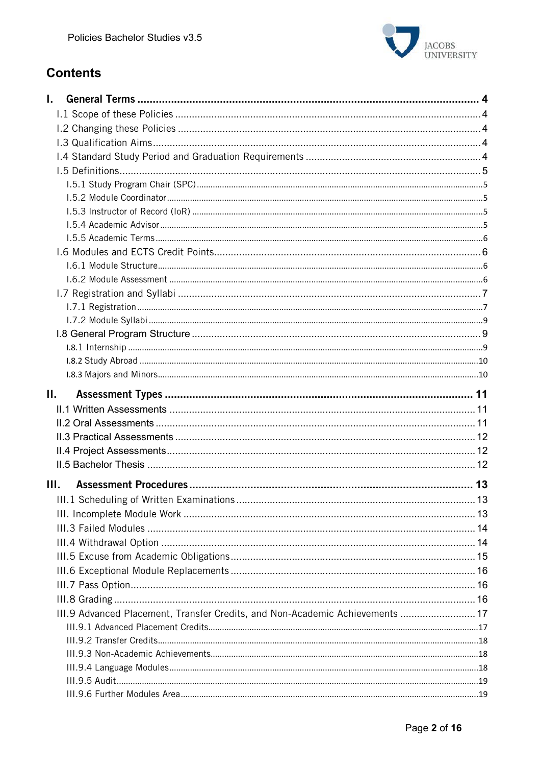# Contents

**I. General Terms** ........................................ 4

I.1 Scope of these Policies ........................................ 4

I.2 Changing these Policies ........................................ 4

I.3 Qualification Aims ........................................ 4

I.4 Standard Study Period and Graduation Requirements ........................................ 4

I.5 Definitions ........................................ 5

I.5.1 Study Program Chair (SPC) ........................................ 5

I.5.2 Module Coordinator ........................................ 5

I.5.3 Instructor of Record (IoR) ........................................ 5

I.5.4 Academic Advisor ........................................ 5

I.5.5 Academic Terms ........................................ 6

I.6 Modules and ECTS Credit Points ........................................ 6

I.6.1 Module Structure ........................................ 6

I.6.2 Module Assessment ........................................ 6

I.7 Registration and Syllabi ........................................ 7

I.7.1 Registration ........................................ 7

I.7.2 Module Syllabi ........................................ 9

I.8 General Program Structure ........................................ 9

I.8.1 Internship ........................................ 9

I.8.2 Study Abroad ........................................ 10

I.8.3 Majors and Minors ........................................ 10

**II. Assessment Types** ........................................ 11

II.1 Written Assessments ........................................ 11

II.2 Oral Assessments ........................................ 11

II.3 Practical Assessments ........................................ 12

II.4 Project Assessments ........................................ 12

II.5 Bachelor Thesis ........................................ 12

**III. Assessment Procedures** ........................................ 13

III.1 Scheduling of Written Examinations ........................................ 13

III. Incomplete Module Work ........................................ 13

III.3 Failed Modules ........................................ 14

III.4 Withdrawal Option ........................................ 14

III.5 Excuse from Academic Obligations ........................................ 15

III.6 Exceptional Module Replacements ........................................ 16

III.7 Pass Option ........................................ 16

III.8 Grading ........................................ 16

III.9 Advanced Placement, Transfer Credits, and Non-Academic Achievements ........................................ 17

III.9.1 Advanced Placement Credits ........................................ 17

III.9.2 Transfer Credits ........................................ 18

III.9.3 Non-Academic Achievements ........................................ 18

III.9.4 Language Modules ........................................ 18

III.9.5 Audit ........................................ 19

III.9.6 Further Modules Area ........................................ 19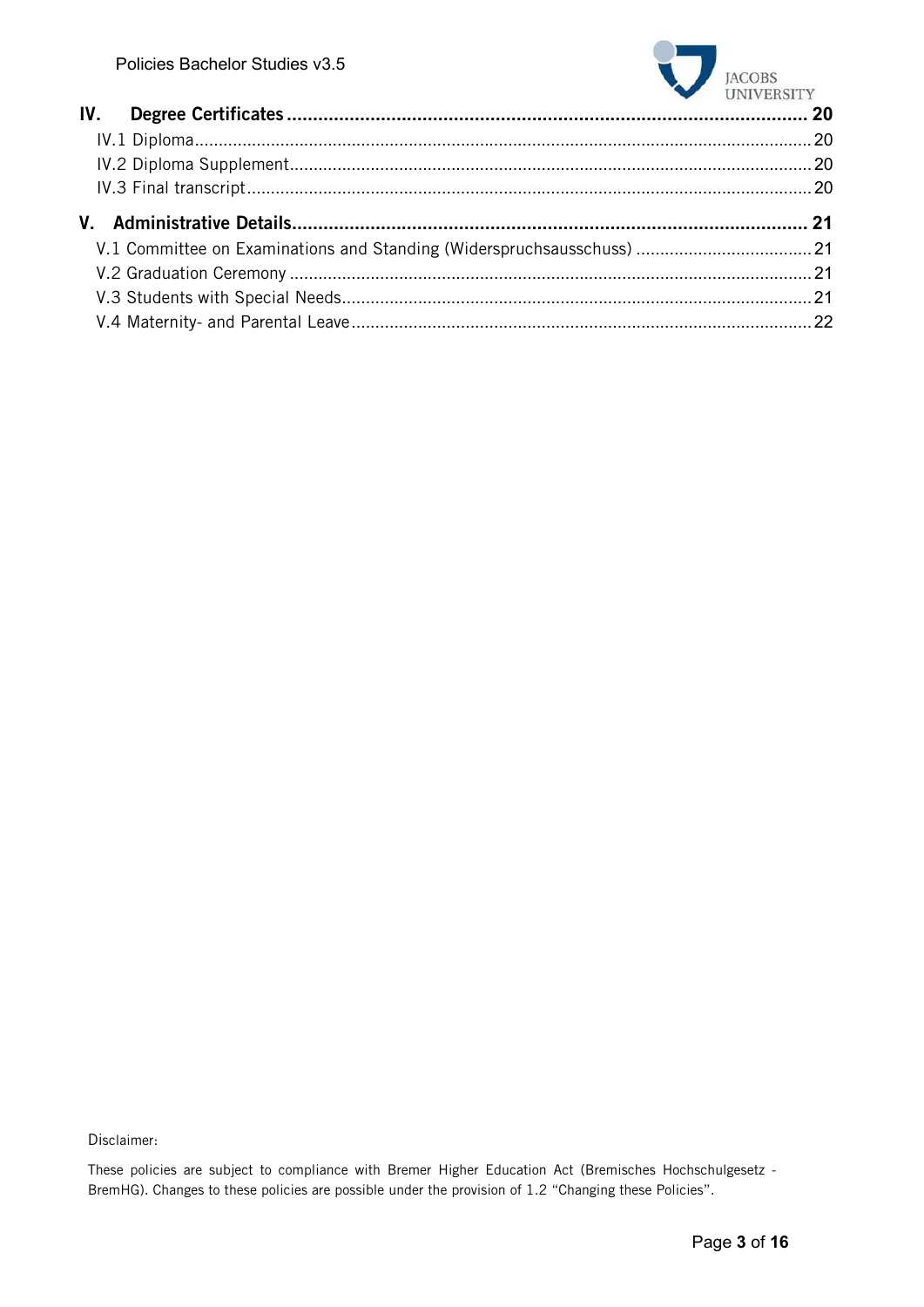**IV. Degree Certificates** ........ 20

IV.1 Diploma ........ 20

IV.2 Diploma Supplement ........ 20

IV.3 Final transcript ........ 20

**V. Administrative Details** ........ 21

V.1 Committee on Examinations and Standing (Widerspruchsausschuss) ........ 21

V.2 Graduation Ceremony ........ 21

V.3 Students with Special Needs ........ 21

V.4 Maternity- and Parental Leave ........ 22

Disclaimer:

These policies are subject to compliance with Bremer Higher Education Act (Bremisches Hochschulgesetz - BremHG). Changes to these policies are possible under the provision of 1.2 "Changing these Policies".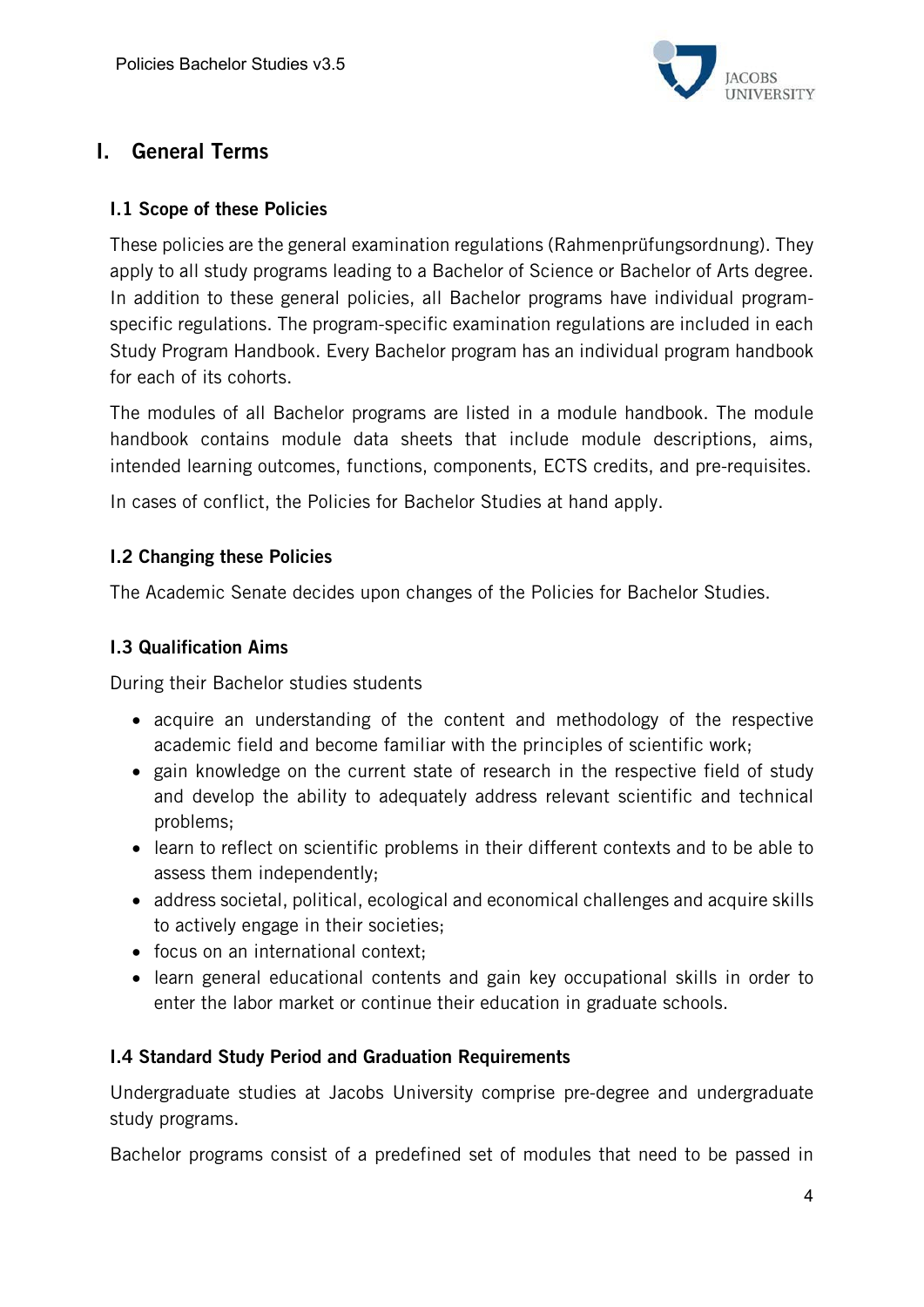# I. General Terms

## I.1 Scope of these Policies

These policies are the general examination regulations (Rahmenprüfungsordnung). They apply to all study programs leading to a Bachelor of Science or Bachelor of Arts degree. In addition to these general policies, all Bachelor programs have individual program-specific regulations. The program-specific examination regulations are included in each Study Program Handbook. Every Bachelor program has an individual program handbook for each of its cohorts.

The modules of all Bachelor programs are listed in a module handbook. The module handbook contains module data sheets that include module descriptions, aims, intended learning outcomes, functions, components, ECTS credits, and pre-requisites.

In cases of conflict, the Policies for Bachelor Studies at hand apply.

## I.2 Changing these Policies

The Academic Senate decides upon changes of the Policies for Bachelor Studies.

## I.3 Qualification Aims

During their Bachelor studies students

- acquire an understanding of the content and methodology of the respective academic field and become familiar with the principles of scientific work;
- gain knowledge on the current state of research in the respective field of study and develop the ability to adequately address relevant scientific and technical problems;
- learn to reflect on scientific problems in their different contexts and to be able to assess them independently;
- address societal, political, ecological and economical challenges and acquire skills to actively engage in their societies;
- focus on an international context;
- learn general educational contents and gain key occupational skills in order to enter the labor market or continue their education in graduate schools.

## I.4 Standard Study Period and Graduation Requirements

Undergraduate studies at Jacobs University comprise pre-degree and undergraduate study programs.

Bachelor programs consist of a predefined set of modules that need to be passed in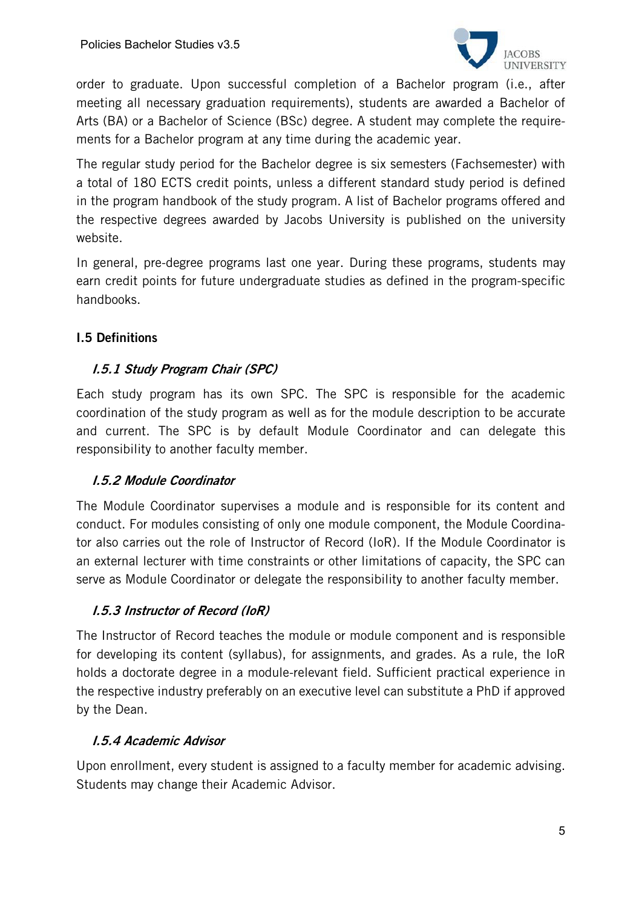order to graduate. Upon successful completion of a Bachelor program (i.e., after meeting all necessary graduation requirements), students are awarded a Bachelor of Arts (BA) or a Bachelor of Science (BSc) degree. A student may complete the requirements for a Bachelor program at any time during the academic year.

The regular study period for the Bachelor degree is six semesters (Fachsemester) with a total of 180 ECTS credit points, unless a different standard study period is defined in the program handbook of the study program. A list of Bachelor programs offered and the respective degrees awarded by Jacobs University is published on the university website.

In general, pre-degree programs last one year. During these programs, students may earn credit points for future undergraduate studies as defined in the program-specific handbooks.

## I.5 Definitions

### *I.5.1 Study Program Chair (SPC)*

Each study program has its own SPC. The SPC is responsible for the academic coordination of the study program as well as for the module description to be accurate and current. The SPC is by default Module Coordinator and can delegate this responsibility to another faculty member.

### *I.5.2 Module Coordinator*

The Module Coordinator supervises a module and is responsible for its content and conduct. For modules consisting of only one module component, the Module Coordinator also carries out the role of Instructor of Record (IoR). If the Module Coordinator is an external lecturer with time constraints or other limitations of capacity, the SPC can serve as Module Coordinator or delegate the responsibility to another faculty member.

### *I.5.3 Instructor of Record (IoR)*

The Instructor of Record teaches the module or module component and is responsible for developing its content (syllabus), for assignments, and grades. As a rule, the IoR holds a doctorate degree in a module-relevant field. Sufficient practical experience in the respective industry preferably on an executive level can substitute a PhD if approved by the Dean.

### *I.5.4 Academic Advisor*

Upon enrollment, every student is assigned to a faculty member for academic advising. Students may change their Academic Advisor.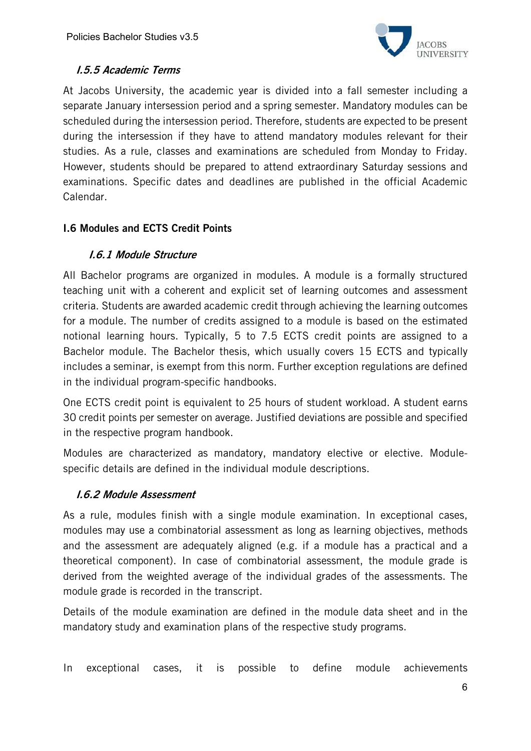### *I.5.5 Academic Terms*

At Jacobs University, the academic year is divided into a fall semester including a separate January intersession period and a spring semester. Mandatory modules can be scheduled during the intersession period. Therefore, students are expected to be present during the intersession if they have to attend mandatory modules relevant for their studies. As a rule, classes and examinations are scheduled from Monday to Friday. However, students should be prepared to attend extraordinary Saturday sessions and examinations. Specific dates and deadlines are published in the official Academic Calendar.

## I.6 Modules and ECTS Credit Points

### *I.6.1 Module Structure*

All Bachelor programs are organized in modules. A module is a formally structured teaching unit with a coherent and explicit set of learning outcomes and assessment criteria. Students are awarded academic credit through achieving the learning outcomes for a module. The number of credits assigned to a module is based on the estimated notional learning hours. Typically, 5 to 7.5 ECTS credit points are assigned to a Bachelor module. The Bachelor thesis, which usually covers 15 ECTS and typically includes a seminar, is exempt from this norm. Further exception regulations are defined in the individual program-specific handbooks.

One ECTS credit point is equivalent to 25 hours of student workload. A student earns 30 credit points per semester on average. Justified deviations are possible and specified in the respective program handbook.

Modules are characterized as mandatory, mandatory elective or elective. Module-specific details are defined in the individual module descriptions.

### *I.6.2 Module Assessment*

As a rule, modules finish with a single module examination. In exceptional cases, modules may use a combinatorial assessment as long as learning objectives, methods and the assessment are adequately aligned (e.g. if a module has a practical and a theoretical component). In case of combinatorial assessment, the module grade is derived from the weighted average of the individual grades of the assessments. The module grade is recorded in the transcript.

Details of the module examination are defined in the module data sheet and in the mandatory study and examination plans of the respective study programs.

In exceptional cases, it is possible to define module achievements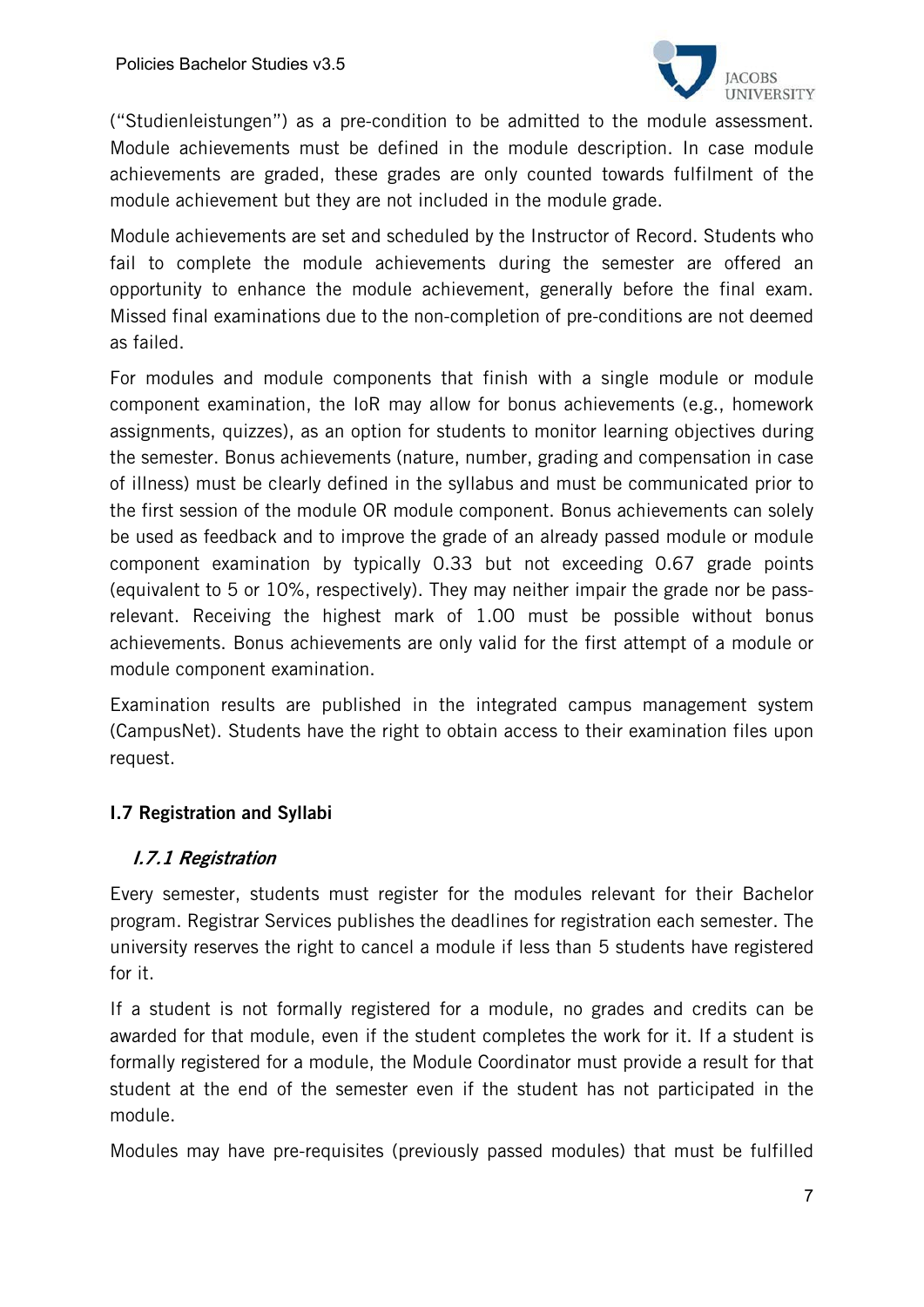("Studienleistungen") as a pre-condition to be admitted to the module assessment. Module achievements must be defined in the module description. In case module achievements are graded, these grades are only counted towards fulfilment of the module achievement but they are not included in the module grade.

Module achievements are set and scheduled by the Instructor of Record. Students who fail to complete the module achievements during the semester are offered an opportunity to enhance the module achievement, generally before the final exam. Missed final examinations due to the non-completion of pre-conditions are not deemed as failed.

For modules and module components that finish with a single module or module component examination, the IoR may allow for bonus achievements (e.g., homework assignments, quizzes), as an option for students to monitor learning objectives during the semester. Bonus achievements (nature, number, grading and compensation in case of illness) must be clearly defined in the syllabus and must be communicated prior to the first session of the module OR module component. Bonus achievements can solely be used as feedback and to improve the grade of an already passed module or module component examination by typically 0.33 but not exceeding 0.67 grade points (equivalent to 5 or 10%, respectively). They may neither impair the grade nor be pass-relevant. Receiving the highest mark of 1.00 must be possible without bonus achievements. Bonus achievements are only valid for the first attempt of a module or module component examination.

Examination results are published in the integrated campus management system (CampusNet). Students have the right to obtain access to their examination files upon request.

## I.7 Registration and Syllabi

### *I.7.1 Registration*

Every semester, students must register for the modules relevant for their Bachelor program. Registrar Services publishes the deadlines for registration each semester. The university reserves the right to cancel a module if less than 5 students have registered for it.

If a student is not formally registered for a module, no grades and credits can be awarded for that module, even if the student completes the work for it. If a student is formally registered for a module, the Module Coordinator must provide a result for that student at the end of the semester even if the student has not participated in the module.

Modules may have pre-requisites (previously passed modules) that must be fulfilled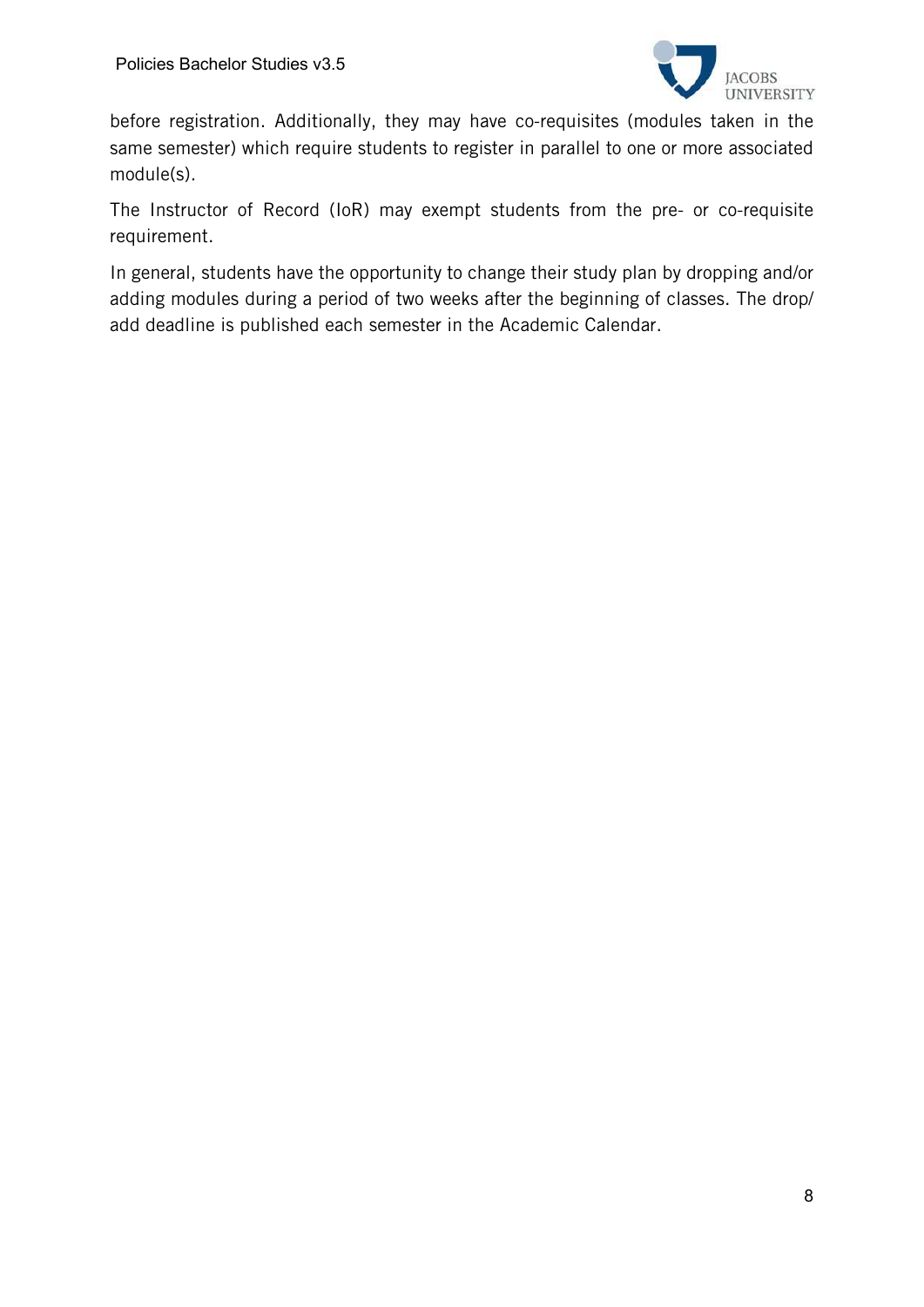before registration. Additionally, they may have co-requisites (modules taken in the same semester) which require students to register in parallel to one or more associated module(s).

The Instructor of Record (IoR) may exempt students from the pre- or co-requisite requirement.

In general, students have the opportunity to change their study plan by dropping and/or adding modules during a period of two weeks after the beginning of classes. The drop/add deadline is published each semester in the Academic Calendar.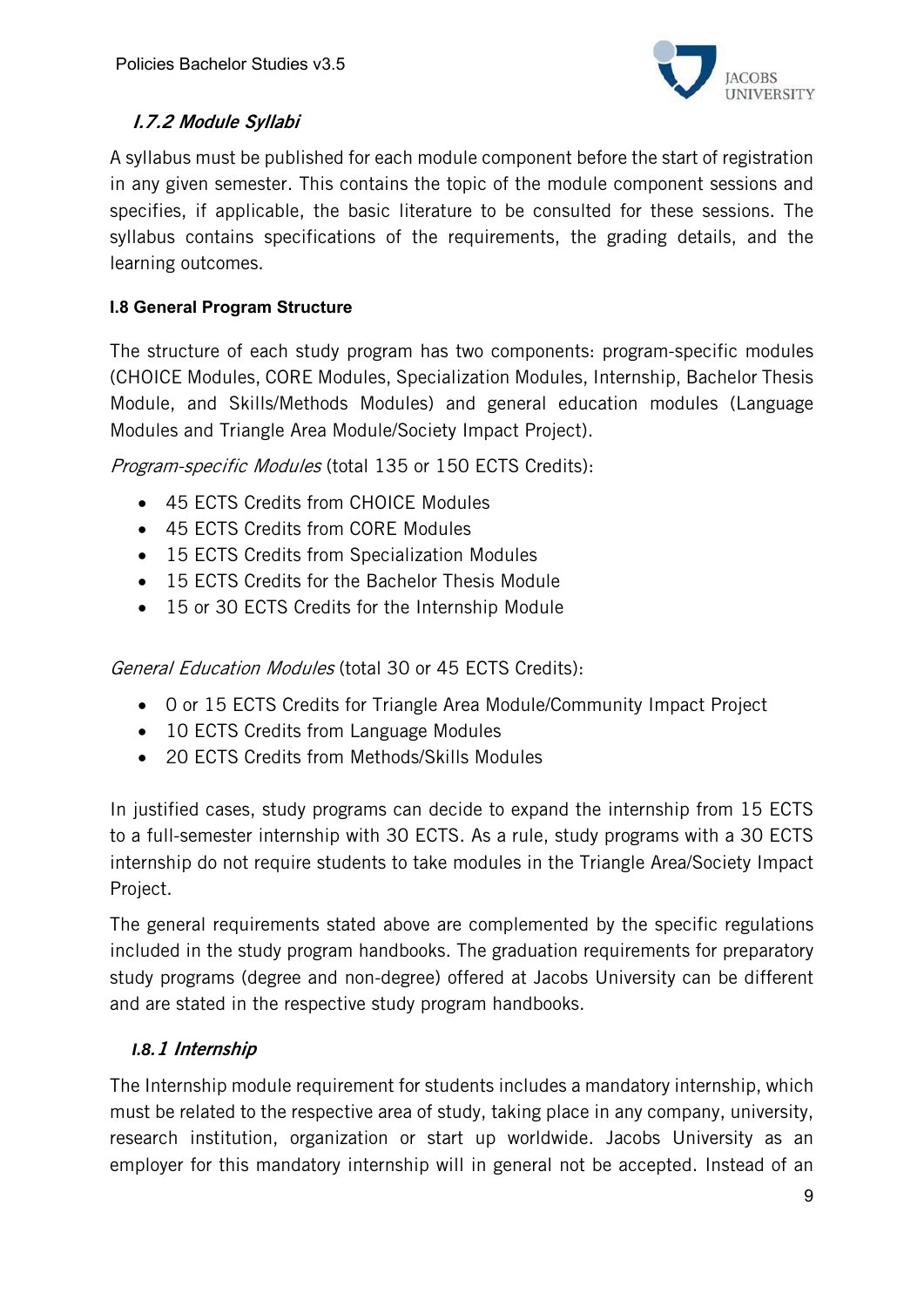#### *I.7.2 Module Syllabi*

A syllabus must be published for each module component before the start of registration in any given semester. This contains the topic of the module component sessions and specifies, if applicable, the basic literature to be consulted for these sessions. The syllabus contains specifications of the requirements, the grading details, and the learning outcomes.

### I.8 General Program Structure

The structure of each study program has two components: program-specific modules (CHOICE Modules, CORE Modules, Specialization Modules, Internship, Bachelor Thesis Module, and Skills/Methods Modules) and general education modules (Language Modules and Triangle Area Module/Society Impact Project).

*Program-specific Modules* (total 135 or 150 ECTS Credits):

- 45 ECTS Credits from CHOICE Modules
- 45 ECTS Credits from CORE Modules
- 15 ECTS Credits from Specialization Modules
- 15 ECTS Credits for the Bachelor Thesis Module
- 15 or 30 ECTS Credits for the Internship Module

*General Education Modules* (total 30 or 45 ECTS Credits):

- 0 or 15 ECTS Credits for Triangle Area Module/Community Impact Project
- 10 ECTS Credits from Language Modules
- 20 ECTS Credits from Methods/Skills Modules

In justified cases, study programs can decide to expand the internship from 15 ECTS to a full-semester internship with 30 ECTS. As a rule, study programs with a 30 ECTS internship do not require students to take modules in the Triangle Area/Society Impact Project.

The general requirements stated above are complemented by the specific regulations included in the study program handbooks. The graduation requirements for preparatory study programs (degree and non-degree) offered at Jacobs University can be different and are stated in the respective study program handbooks.

#### *I.8.1 Internship*

The Internship module requirement for students includes a mandatory internship, which must be related to the respective area of study, taking place in any company, university, research institution, organization or start up worldwide. Jacobs University as an employer for this mandatory internship will in general not be accepted. Instead of an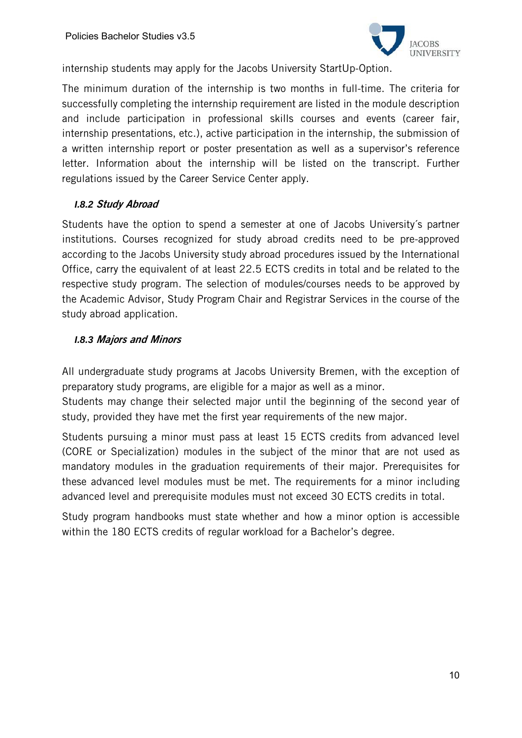internship students may apply for the Jacobs University StartUp-Option.

The minimum duration of the internship is two months in full-time. The criteria for successfully completing the internship requirement are listed in the module description and include participation in professional skills courses and events (career fair, internship presentations, etc.), active participation in the internship, the submission of a written internship report or poster presentation as well as a supervisor's reference letter. Information about the internship will be listed on the transcript. Further regulations issued by the Career Service Center apply.

### *I.8.2 Study Abroad*

Students have the option to spend a semester at one of Jacobs University´s partner institutions. Courses recognized for study abroad credits need to be pre-approved according to the Jacobs University study abroad procedures issued by the International Office, carry the equivalent of at least 22.5 ECTS credits in total and be related to the respective study program. The selection of modules/courses needs to be approved by the Academic Advisor, Study Program Chair and Registrar Services in the course of the study abroad application.

### *I.8.3 Majors and Minors*

All undergraduate study programs at Jacobs University Bremen, with the exception of preparatory study programs, are eligible for a major as well as a minor.
Students may change their selected major until the beginning of the second year of study, provided they have met the first year requirements of the new major.

Students pursuing a minor must pass at least 15 ECTS credits from advanced level (CORE or Specialization) modules in the subject of the minor that are not used as mandatory modules in the graduation requirements of their major. Prerequisites for these advanced level modules must be met. The requirements for a minor including advanced level and prerequisite modules must not exceed 30 ECTS credits in total.

Study program handbooks must state whether and how a minor option is accessible within the 180 ECTS credits of regular workload for a Bachelor's degree.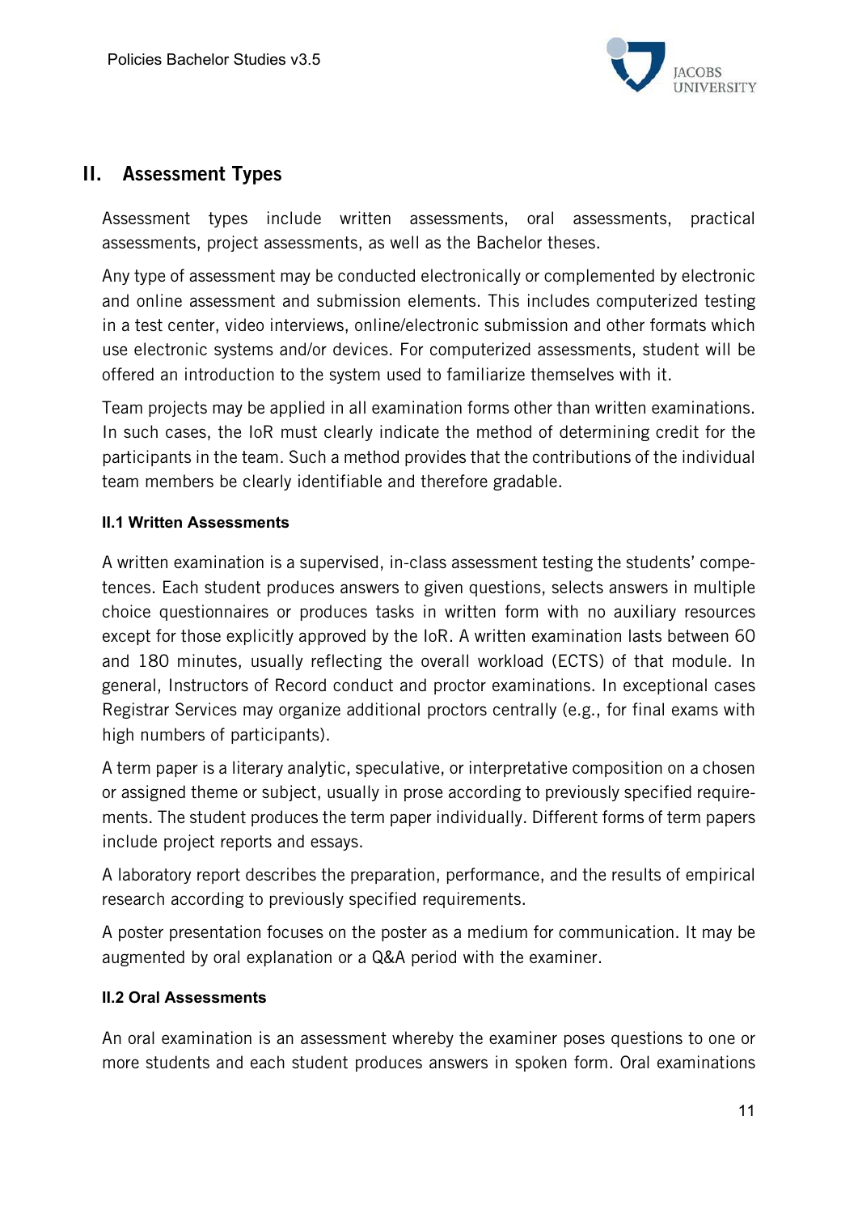## II. Assessment Types

Assessment types include written assessments, oral assessments, practical assessments, project assessments, as well as the Bachelor theses.

Any type of assessment may be conducted electronically or complemented by electronic and online assessment and submission elements. This includes computerized testing in a test center, video interviews, online/electronic submission and other formats which use electronic systems and/or devices. For computerized assessments, student will be offered an introduction to the system used to familiarize themselves with it.

Team projects may be applied in all examination forms other than written examinations. In such cases, the IoR must clearly indicate the method of determining credit for the participants in the team. Such a method provides that the contributions of the individual team members be clearly identifiable and therefore gradable.

### II.1 Written Assessments

A written examination is a supervised, in-class assessment testing the students' competences. Each student produces answers to given questions, selects answers in multiple choice questionnaires or produces tasks in written form with no auxiliary resources except for those explicitly approved by the IoR. A written examination lasts between 60 and 180 minutes, usually reflecting the overall workload (ECTS) of that module. In general, Instructors of Record conduct and proctor examinations. In exceptional cases Registrar Services may organize additional proctors centrally (e.g., for final exams with high numbers of participants).

A term paper is a literary analytic, speculative, or interpretative composition on a chosen or assigned theme or subject, usually in prose according to previously specified requirements. The student produces the term paper individually. Different forms of term papers include project reports and essays.

A laboratory report describes the preparation, performance, and the results of empirical research according to previously specified requirements.

A poster presentation focuses on the poster as a medium for communication. It may be augmented by oral explanation or a Q&A period with the examiner.

### II.2 Oral Assessments

An oral examination is an assessment whereby the examiner poses questions to one or more students and each student produces answers in spoken form. Oral examinations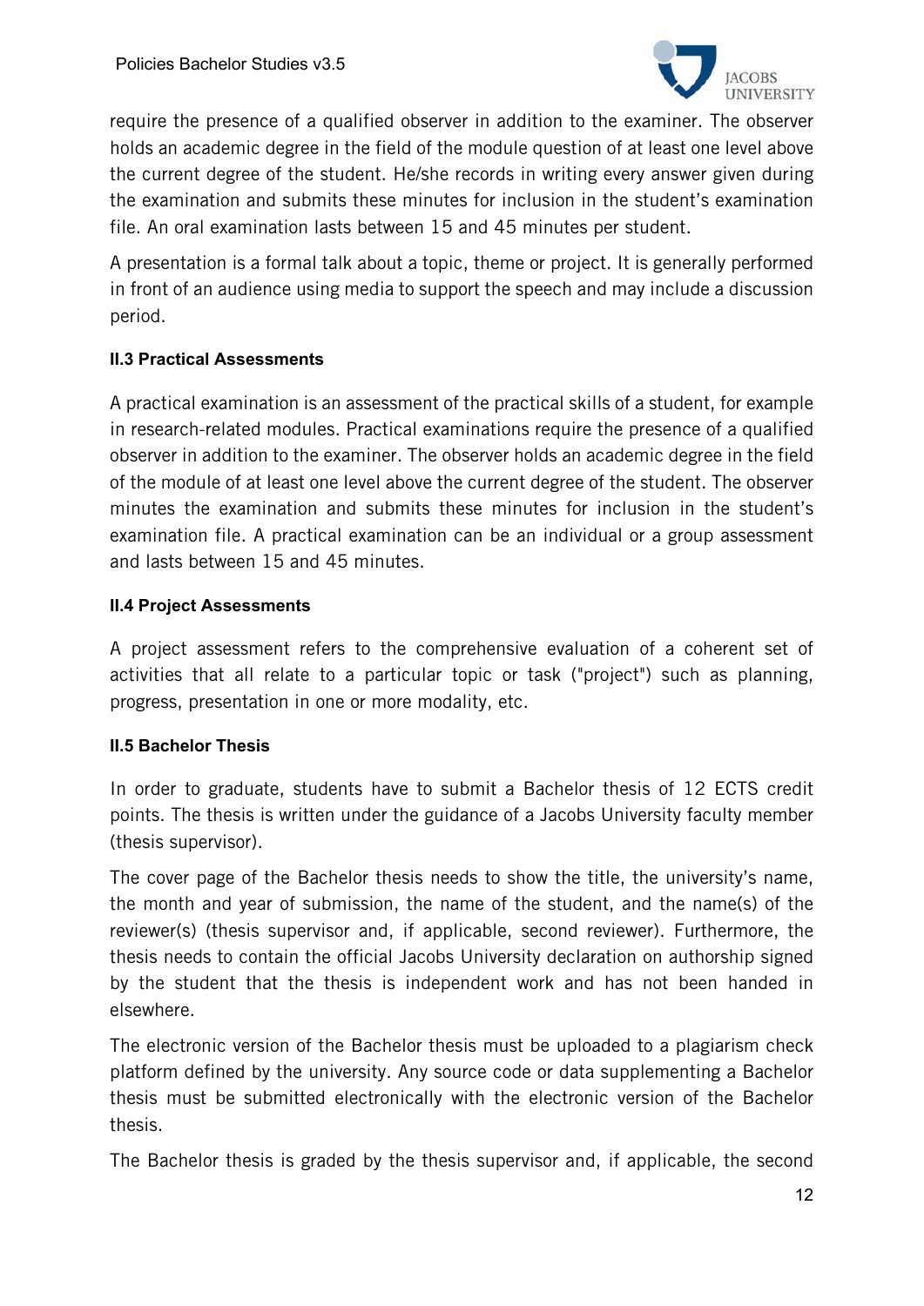require the presence of a qualified observer in addition to the examiner. The observer holds an academic degree in the field of the module question of at least one level above the current degree of the student. He/she records in writing every answer given during the examination and submits these minutes for inclusion in the student's examination file. An oral examination lasts between 15 and 45 minutes per student.

A presentation is a formal talk about a topic, theme or project. It is generally performed in front of an audience using media to support the speech and may include a discussion period.

### II.3 Practical Assessments

A practical examination is an assessment of the practical skills of a student, for example in research-related modules. Practical examinations require the presence of a qualified observer in addition to the examiner. The observer holds an academic degree in the field of the module of at least one level above the current degree of the student. The observer minutes the examination and submits these minutes for inclusion in the student's examination file. A practical examination can be an individual or a group assessment and lasts between 15 and 45 minutes.

### II.4 Project Assessments

A project assessment refers to the comprehensive evaluation of a coherent set of activities that all relate to a particular topic or task ("project") such as planning, progress, presentation in one or more modality, etc.

### II.5 Bachelor Thesis

In order to graduate, students have to submit a Bachelor thesis of 12 ECTS credit points. The thesis is written under the guidance of a Jacobs University faculty member (thesis supervisor).

The cover page of the Bachelor thesis needs to show the title, the university's name, the month and year of submission, the name of the student, and the name(s) of the reviewer(s) (thesis supervisor and, if applicable, second reviewer). Furthermore, the thesis needs to contain the official Jacobs University declaration on authorship signed by the student that the thesis is independent work and has not been handed in elsewhere.

The electronic version of the Bachelor thesis must be uploaded to a plagiarism check platform defined by the university. Any source code or data supplementing a Bachelor thesis must be submitted electronically with the electronic version of the Bachelor thesis.

The Bachelor thesis is graded by the thesis supervisor and, if applicable, the second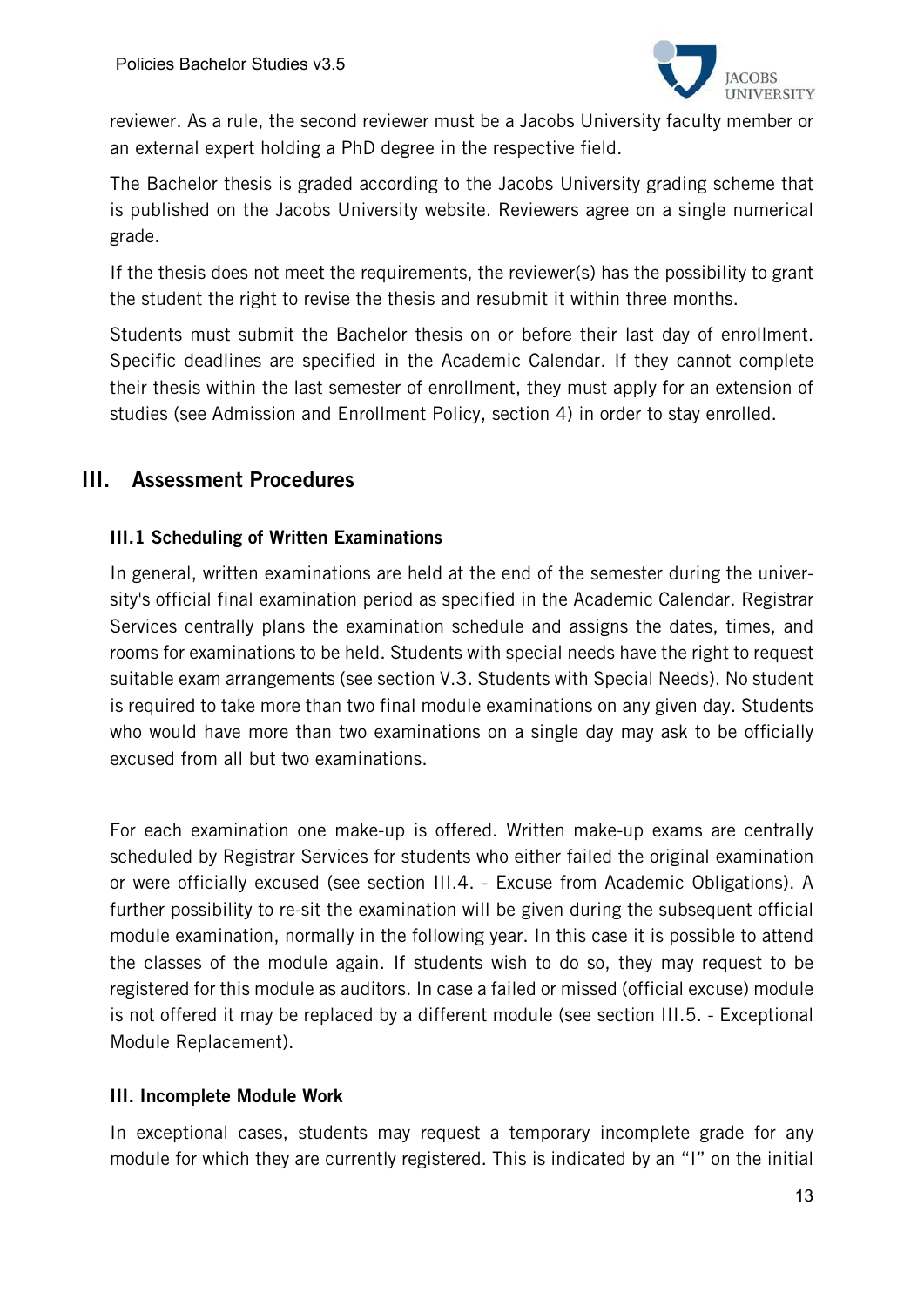reviewer. As a rule, the second reviewer must be a Jacobs University faculty member or an external expert holding a PhD degree in the respective field.

The Bachelor thesis is graded according to the Jacobs University grading scheme that is published on the Jacobs University website. Reviewers agree on a single numerical grade.

If the thesis does not meet the requirements, the reviewer(s) has the possibility to grant the student the right to revise the thesis and resubmit it within three months.

Students must submit the Bachelor thesis on or before their last day of enrollment. Specific deadlines are specified in the Academic Calendar. If they cannot complete their thesis within the last semester of enrollment, they must apply for an extension of studies (see Admission and Enrollment Policy, section 4) in order to stay enrolled.

## III. Assessment Procedures

### III.1 Scheduling of Written Examinations

In general, written examinations are held at the end of the semester during the university's official final examination period as specified in the Academic Calendar. Registrar Services centrally plans the examination schedule and assigns the dates, times, and rooms for examinations to be held. Students with special needs have the right to request suitable exam arrangements (see section V.3. Students with Special Needs). No student is required to take more than two final module examinations on any given day. Students who would have more than two examinations on a single day may ask to be officially excused from all but two examinations.

For each examination one make-up is offered. Written make-up exams are centrally scheduled by Registrar Services for students who either failed the original examination or were officially excused (see section III.4. - Excuse from Academic Obligations). A further possibility to re-sit the examination will be given during the subsequent official module examination, normally in the following year. In this case it is possible to attend the classes of the module again. If students wish to do so, they may request to be registered for this module as auditors. In case a failed or missed (official excuse) module is not offered it may be replaced by a different module (see section III.5. - Exceptional Module Replacement).

### III. Incomplete Module Work

In exceptional cases, students may request a temporary incomplete grade for any module for which they are currently registered. This is indicated by an "I" on the initial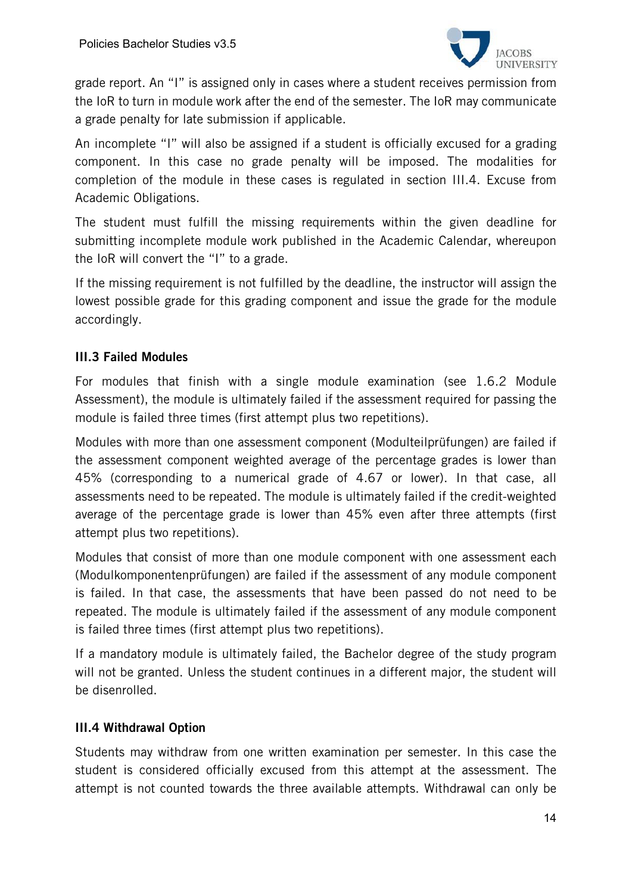grade report. An "I" is assigned only in cases where a student receives permission from the IoR to turn in module work after the end of the semester. The IoR may communicate a grade penalty for late submission if applicable.

An incomplete "I" will also be assigned if a student is officially excused for a grading component. In this case no grade penalty will be imposed. The modalities for completion of the module in these cases is regulated in section III.4. Excuse from Academic Obligations.

The student must fulfill the missing requirements within the given deadline for submitting incomplete module work published in the Academic Calendar, whereupon the IoR will convert the "I" to a grade.

If the missing requirement is not fulfilled by the deadline, the instructor will assign the lowest possible grade for this grading component and issue the grade for the module accordingly.

### III.3 Failed Modules

For modules that finish with a single module examination (see 1.6.2 Module Assessment), the module is ultimately failed if the assessment required for passing the module is failed three times (first attempt plus two repetitions).

Modules with more than one assessment component (Modulteilprüfungen) are failed if the assessment component weighted average of the percentage grades is lower than 45% (corresponding to a numerical grade of 4.67 or lower). In that case, all assessments need to be repeated. The module is ultimately failed if the credit-weighted average of the percentage grade is lower than 45% even after three attempts (first attempt plus two repetitions).

Modules that consist of more than one module component with one assessment each (Modulkomponentenprüfungen) are failed if the assessment of any module component is failed. In that case, the assessments that have been passed do not need to be repeated. The module is ultimately failed if the assessment of any module component is failed three times (first attempt plus two repetitions).

If a mandatory module is ultimately failed, the Bachelor degree of the study program will not be granted. Unless the student continues in a different major, the student will be disenrolled.

### III.4 Withdrawal Option

Students may withdraw from one written examination per semester. In this case the student is considered officially excused from this attempt at the assessment. The attempt is not counted towards the three available attempts. Withdrawal can only be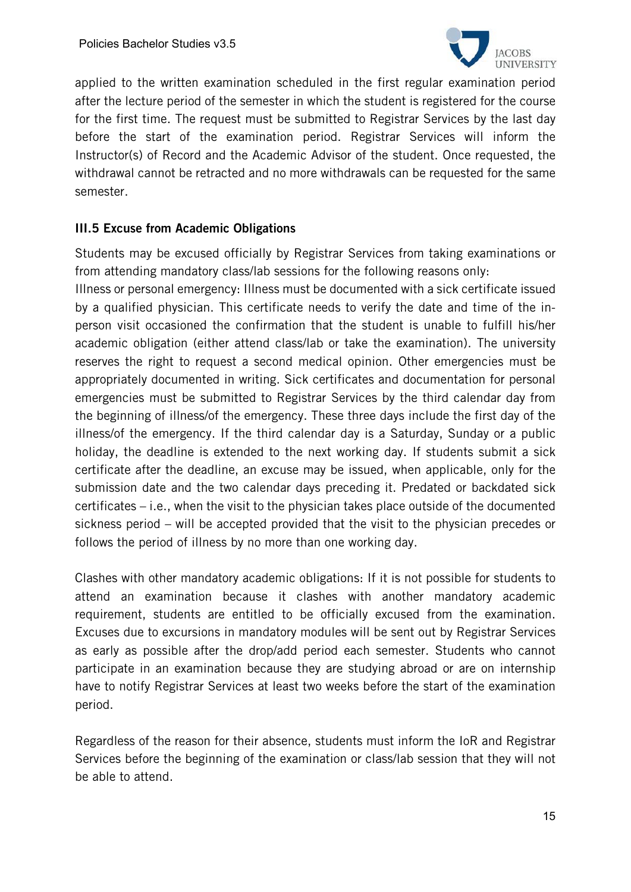applied to the written examination scheduled in the first regular examination period after the lecture period of the semester in which the student is registered for the course for the first time. The request must be submitted to Registrar Services by the last day before the start of the examination period. Registrar Services will inform the Instructor(s) of Record and the Academic Advisor of the student. Once requested, the withdrawal cannot be retracted and no more withdrawals can be requested for the same semester.

### III.5 Excuse from Academic Obligations

Students may be excused officially by Registrar Services from taking examinations or from attending mandatory class/lab sessions for the following reasons only:

Illness or personal emergency: Illness must be documented with a sick certificate issued by a qualified physician. This certificate needs to verify the date and time of the in-person visit occasioned the confirmation that the student is unable to fulfill his/her academic obligation (either attend class/lab or take the examination). The university reserves the right to request a second medical opinion. Other emergencies must be appropriately documented in writing. Sick certificates and documentation for personal emergencies must be submitted to Registrar Services by the third calendar day from the beginning of illness/of the emergency. These three days include the first day of the illness/of the emergency. If the third calendar day is a Saturday, Sunday or a public holiday, the deadline is extended to the next working day. If students submit a sick certificate after the deadline, an excuse may be issued, when applicable, only for the submission date and the two calendar days preceding it. Predated or backdated sick certificates – i.e., when the visit to the physician takes place outside of the documented sickness period – will be accepted provided that the visit to the physician precedes or follows the period of illness by no more than one working day.

Clashes with other mandatory academic obligations: If it is not possible for students to attend an examination because it clashes with another mandatory academic requirement, students are entitled to be officially excused from the examination. Excuses due to excursions in mandatory modules will be sent out by Registrar Services as early as possible after the drop/add period each semester. Students who cannot participate in an examination because they are studying abroad or are on internship have to notify Registrar Services at least two weeks before the start of the examination period.

Regardless of the reason for their absence, students must inform the IoR and Registrar Services before the beginning of the examination or class/lab session that they will not be able to attend.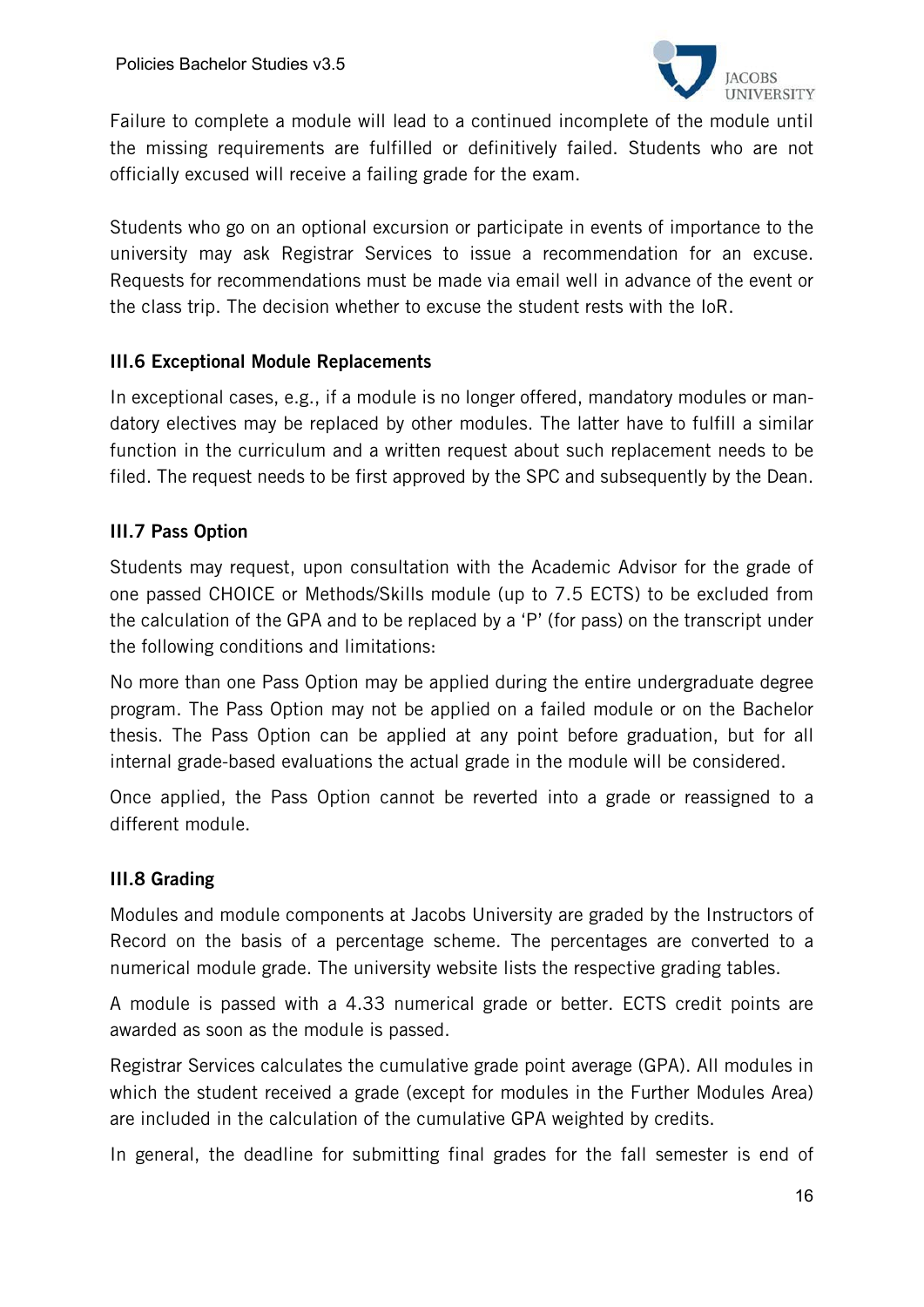Failure to complete a module will lead to a continued incomplete of the module until the missing requirements are fulfilled or definitively failed. Students who are not officially excused will receive a failing grade for the exam.

Students who go on an optional excursion or participate in events of importance to the university may ask Registrar Services to issue a recommendation for an excuse. Requests for recommendations must be made via email well in advance of the event or the class trip. The decision whether to excuse the student rests with the IoR.

### III.6 Exceptional Module Replacements

In exceptional cases, e.g., if a module is no longer offered, mandatory modules or mandatory electives may be replaced by other modules. The latter have to fulfill a similar function in the curriculum and a written request about such replacement needs to be filed. The request needs to be first approved by the SPC and subsequently by the Dean.

### III.7 Pass Option

Students may request, upon consultation with the Academic Advisor for the grade of one passed CHOICE or Methods/Skills module (up to 7.5 ECTS) to be excluded from the calculation of the GPA and to be replaced by a 'P' (for pass) on the transcript under the following conditions and limitations:

No more than one Pass Option may be applied during the entire undergraduate degree program. The Pass Option may not be applied on a failed module or on the Bachelor thesis. The Pass Option can be applied at any point before graduation, but for all internal grade-based evaluations the actual grade in the module will be considered.

Once applied, the Pass Option cannot be reverted into a grade or reassigned to a different module.

### III.8 Grading

Modules and module components at Jacobs University are graded by the Instructors of Record on the basis of a percentage scheme. The percentages are converted to a numerical module grade. The university website lists the respective grading tables.

A module is passed with a 4.33 numerical grade or better. ECTS credit points are awarded as soon as the module is passed.

Registrar Services calculates the cumulative grade point average (GPA). All modules in which the student received a grade (except for modules in the Further Modules Area) are included in the calculation of the cumulative GPA weighted by credits.

In general, the deadline for submitting final grades for the fall semester is end of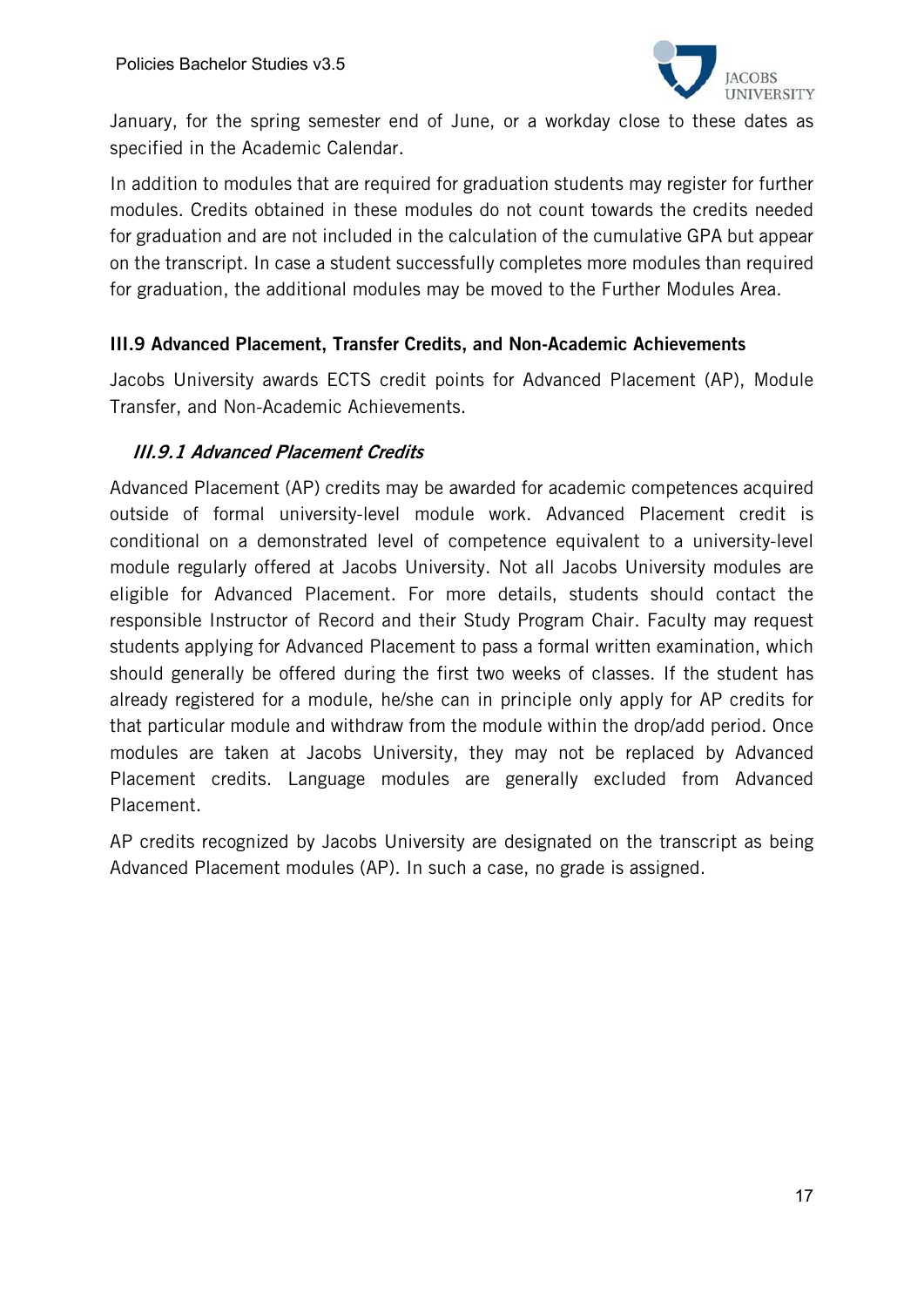January, for the spring semester end of June, or a workday close to these dates as specified in the Academic Calendar.

In addition to modules that are required for graduation students may register for further modules. Credits obtained in these modules do not count towards the credits needed for graduation and are not included in the calculation of the cumulative GPA but appear on the transcript. In case a student successfully completes more modules than required for graduation, the additional modules may be moved to the Further Modules Area.

### III.9 Advanced Placement, Transfer Credits, and Non-Academic Achievements

Jacobs University awards ECTS credit points for Advanced Placement (AP), Module Transfer, and Non-Academic Achievements.

#### *III.9.1 Advanced Placement Credits*

Advanced Placement (AP) credits may be awarded for academic competences acquired outside of formal university-level module work. Advanced Placement credit is conditional on a demonstrated level of competence equivalent to a university-level module regularly offered at Jacobs University. Not all Jacobs University modules are eligible for Advanced Placement. For more details, students should contact the responsible Instructor of Record and their Study Program Chair. Faculty may request students applying for Advanced Placement to pass a formal written examination, which should generally be offered during the first two weeks of classes. If the student has already registered for a module, he/she can in principle only apply for AP credits for that particular module and withdraw from the module within the drop/add period. Once modules are taken at Jacobs University, they may not be replaced by Advanced Placement credits. Language modules are generally excluded from Advanced Placement.

AP credits recognized by Jacobs University are designated on the transcript as being Advanced Placement modules (AP). In such a case, no grade is assigned.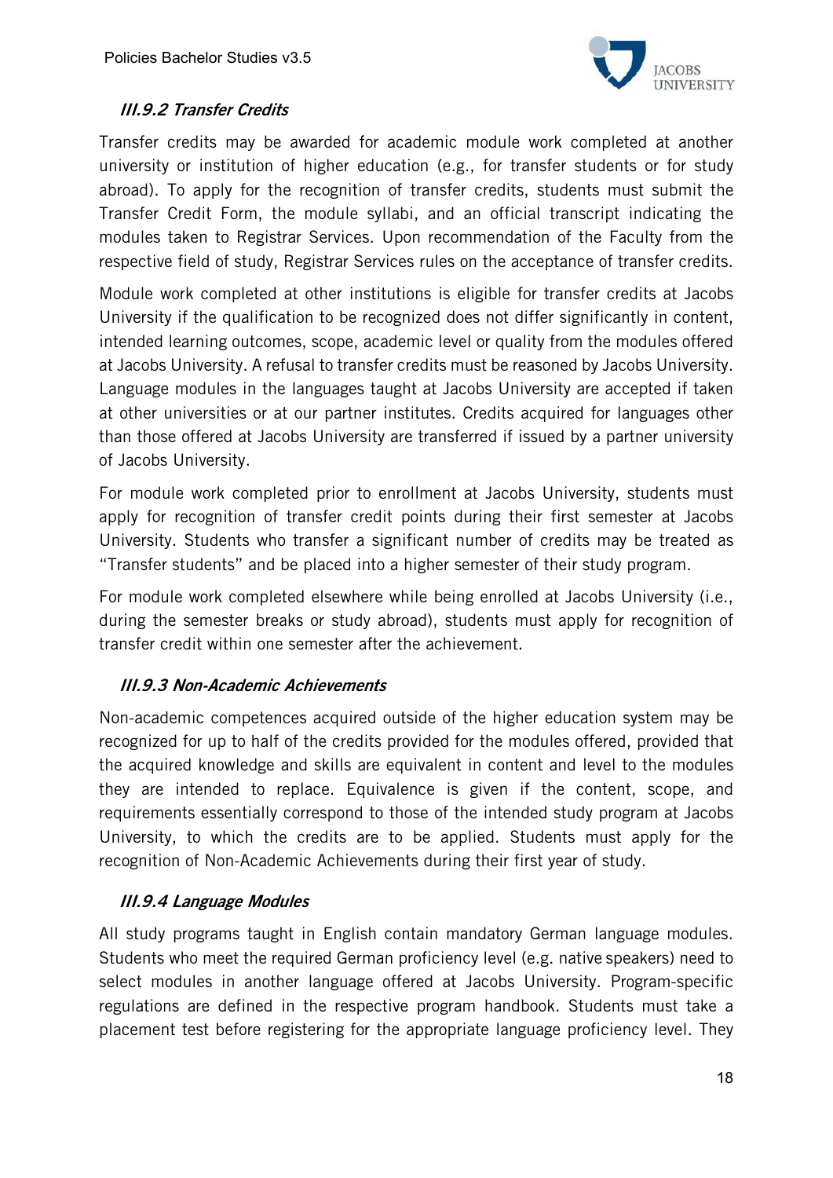### *III.9.2 Transfer Credits*

Transfer credits may be awarded for academic module work completed at another university or institution of higher education (e.g., for transfer students or for study abroad). To apply for the recognition of transfer credits, students must submit the Transfer Credit Form, the module syllabi, and an official transcript indicating the modules taken to Registrar Services. Upon recommendation of the Faculty from the respective field of study, Registrar Services rules on the acceptance of transfer credits.

Module work completed at other institutions is eligible for transfer credits at Jacobs University if the qualification to be recognized does not differ significantly in content, intended learning outcomes, scope, academic level or quality from the modules offered at Jacobs University. A refusal to transfer credits must be reasoned by Jacobs University. Language modules in the languages taught at Jacobs University are accepted if taken at other universities or at our partner institutes. Credits acquired for languages other than those offered at Jacobs University are transferred if issued by a partner university of Jacobs University.

For module work completed prior to enrollment at Jacobs University, students must apply for recognition of transfer credit points during their first semester at Jacobs University. Students who transfer a significant number of credits may be treated as "Transfer students" and be placed into a higher semester of their study program.

For module work completed elsewhere while being enrolled at Jacobs University (i.e., during the semester breaks or study abroad), students must apply for recognition of transfer credit within one semester after the achievement.

### *III.9.3 Non-Academic Achievements*

Non-academic competences acquired outside of the higher education system may be recognized for up to half of the credits provided for the modules offered, provided that the acquired knowledge and skills are equivalent in content and level to the modules they are intended to replace. Equivalence is given if the content, scope, and requirements essentially correspond to those of the intended study program at Jacobs University, to which the credits are to be applied. Students must apply for the recognition of Non-Academic Achievements during their first year of study.

### *III.9.4 Language Modules*

All study programs taught in English contain mandatory German language modules. Students who meet the required German proficiency level (e.g. native speakers) need to select modules in another language offered at Jacobs University. Program-specific regulations are defined in the respective program handbook. Students must take a placement test before registering for the appropriate language proficiency level. They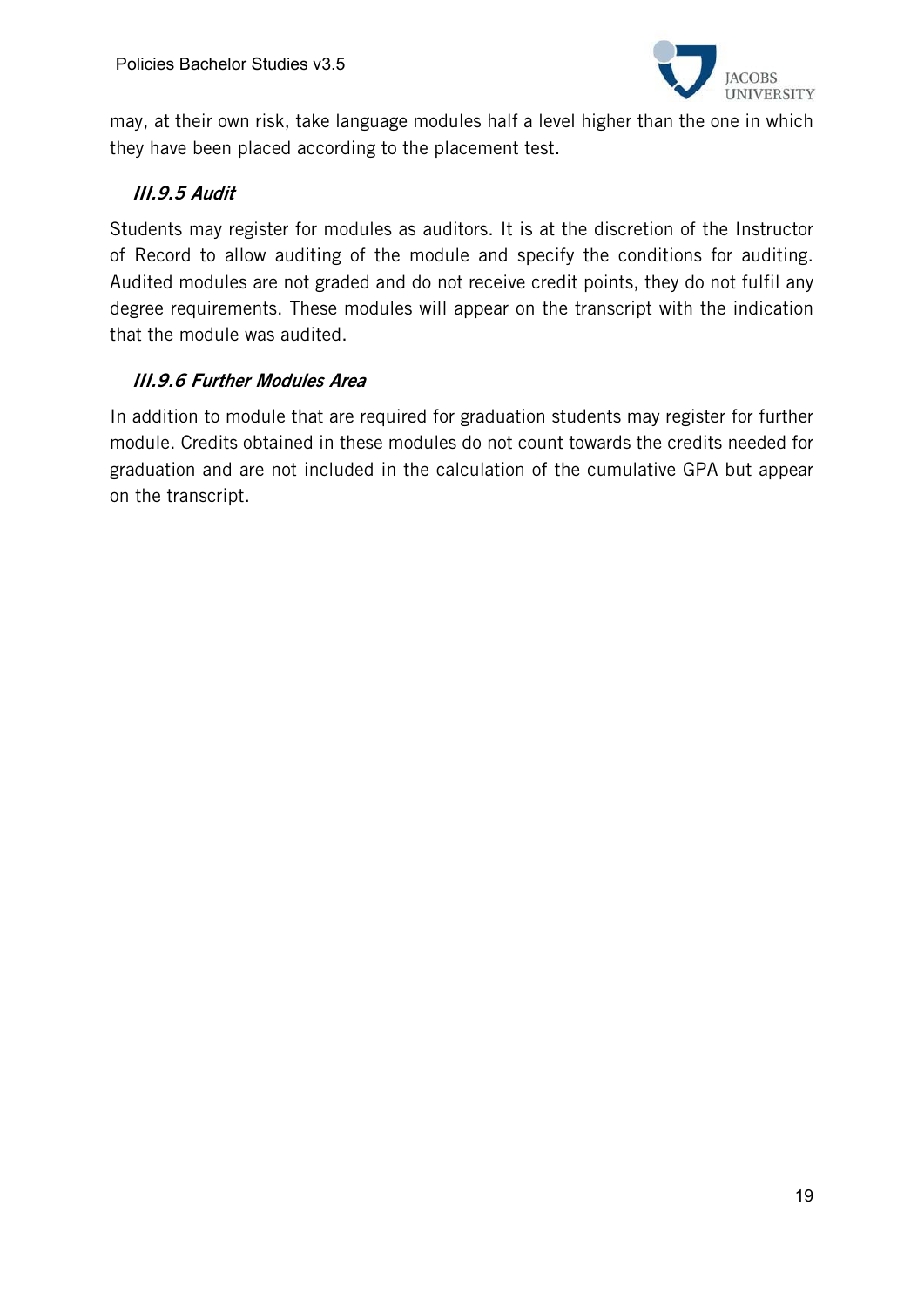may, at their own risk, take language modules half a level higher than the one in which they have been placed according to the placement test.

### *III.9.5 Audit*

Students may register for modules as auditors. It is at the discretion of the Instructor of Record to allow auditing of the module and specify the conditions for auditing. Audited modules are not graded and do not receive credit points, they do not fulfil any degree requirements. These modules will appear on the transcript with the indication that the module was audited.

### *III.9.6 Further Modules Area*

In addition to module that are required for graduation students may register for further module. Credits obtained in these modules do not count towards the credits needed for graduation and are not included in the calculation of the cumulative GPA but appear on the transcript.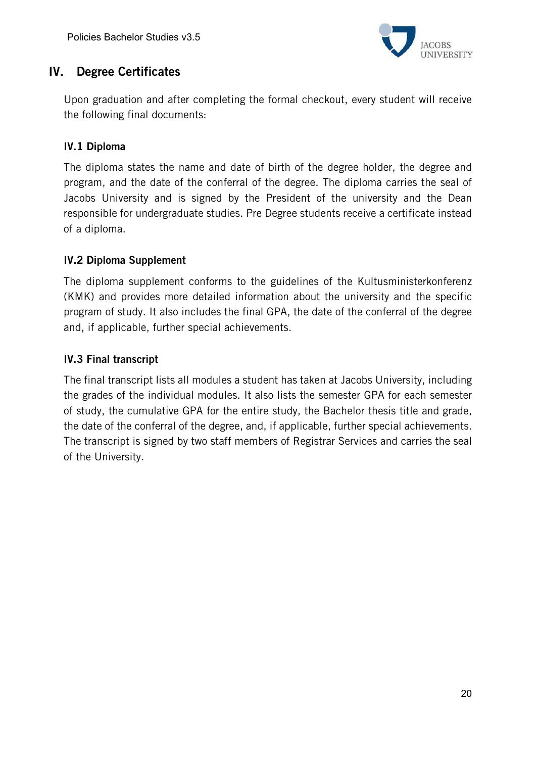# IV. Degree Certificates

Upon graduation and after completing the formal checkout, every student will receive the following final documents:

## IV.1 Diploma

The diploma states the name and date of birth of the degree holder, the degree and program, and the date of the conferral of the degree. The diploma carries the seal of Jacobs University and is signed by the President of the university and the Dean responsible for undergraduate studies. Pre Degree students receive a certificate instead of a diploma.

## IV.2 Diploma Supplement

The diploma supplement conforms to the guidelines of the Kultusministerkonferenz (KMK) and provides more detailed information about the university and the specific program of study. It also includes the final GPA, the date of the conferral of the degree and, if applicable, further special achievements.

## IV.3 Final transcript

The final transcript lists all modules a student has taken at Jacobs University, including the grades of the individual modules. It also lists the semester GPA for each semester of study, the cumulative GPA for the entire study, the Bachelor thesis title and grade, the date of the conferral of the degree, and, if applicable, further special achievements. The transcript is signed by two staff members of Registrar Services and carries the seal of the University.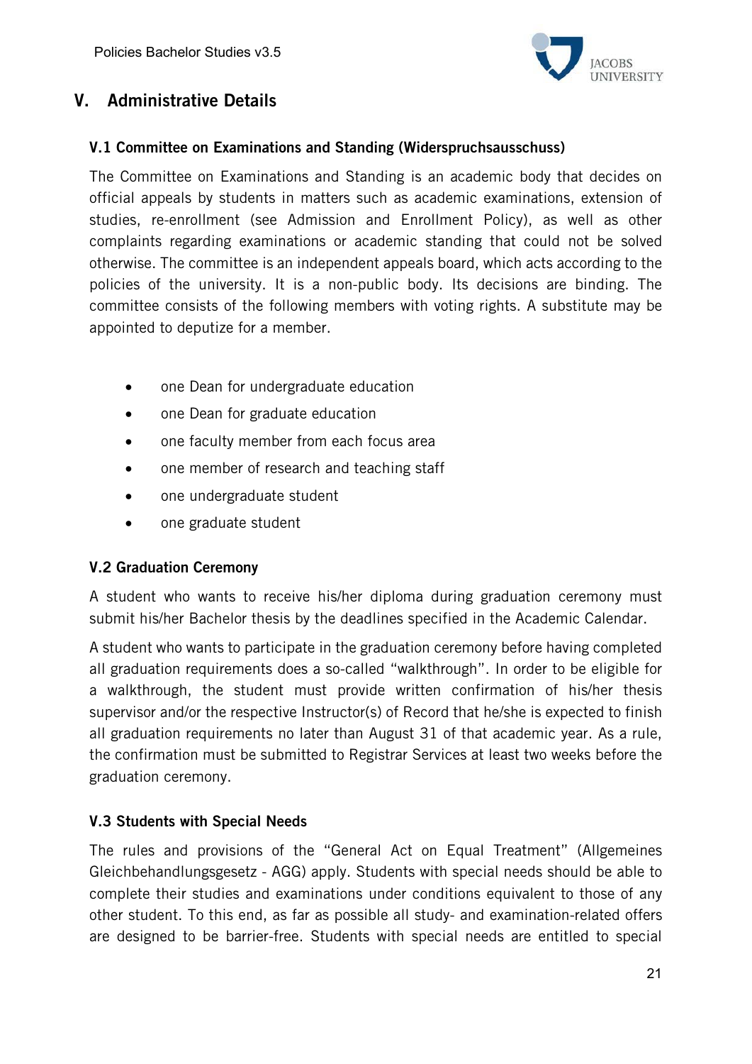# V. Administrative Details

### V.1 Committee on Examinations and Standing (Widerspruchsausschuss)

The Committee on Examinations and Standing is an academic body that decides on official appeals by students in matters such as academic examinations, extension of studies, re-enrollment (see Admission and Enrollment Policy), as well as other complaints regarding examinations or academic standing that could not be solved otherwise. The committee is an independent appeals board, which acts according to the policies of the university. It is a non-public body. Its decisions are binding. The committee consists of the following members with voting rights. A substitute may be appointed to deputize for a member.

- one Dean for undergraduate education
- one Dean for graduate education
- one faculty member from each focus area
- one member of research and teaching staff
- one undergraduate student
- one graduate student

### V.2 Graduation Ceremony

A student who wants to receive his/her diploma during graduation ceremony must submit his/her Bachelor thesis by the deadlines specified in the Academic Calendar.

A student who wants to participate in the graduation ceremony before having completed all graduation requirements does a so-called "walkthrough". In order to be eligible for a walkthrough, the student must provide written confirmation of his/her thesis supervisor and/or the respective Instructor(s) of Record that he/she is expected to finish all graduation requirements no later than August 31 of that academic year. As a rule, the confirmation must be submitted to Registrar Services at least two weeks before the graduation ceremony.

### V.3 Students with Special Needs

The rules and provisions of the "General Act on Equal Treatment" (Allgemeines Gleichbehandlungsgesetz - AGG) apply. Students with special needs should be able to complete their studies and examinations under conditions equivalent to those of any other student. To this end, as far as possible all study- and examination-related offers are designed to be barrier-free. Students with special needs are entitled to special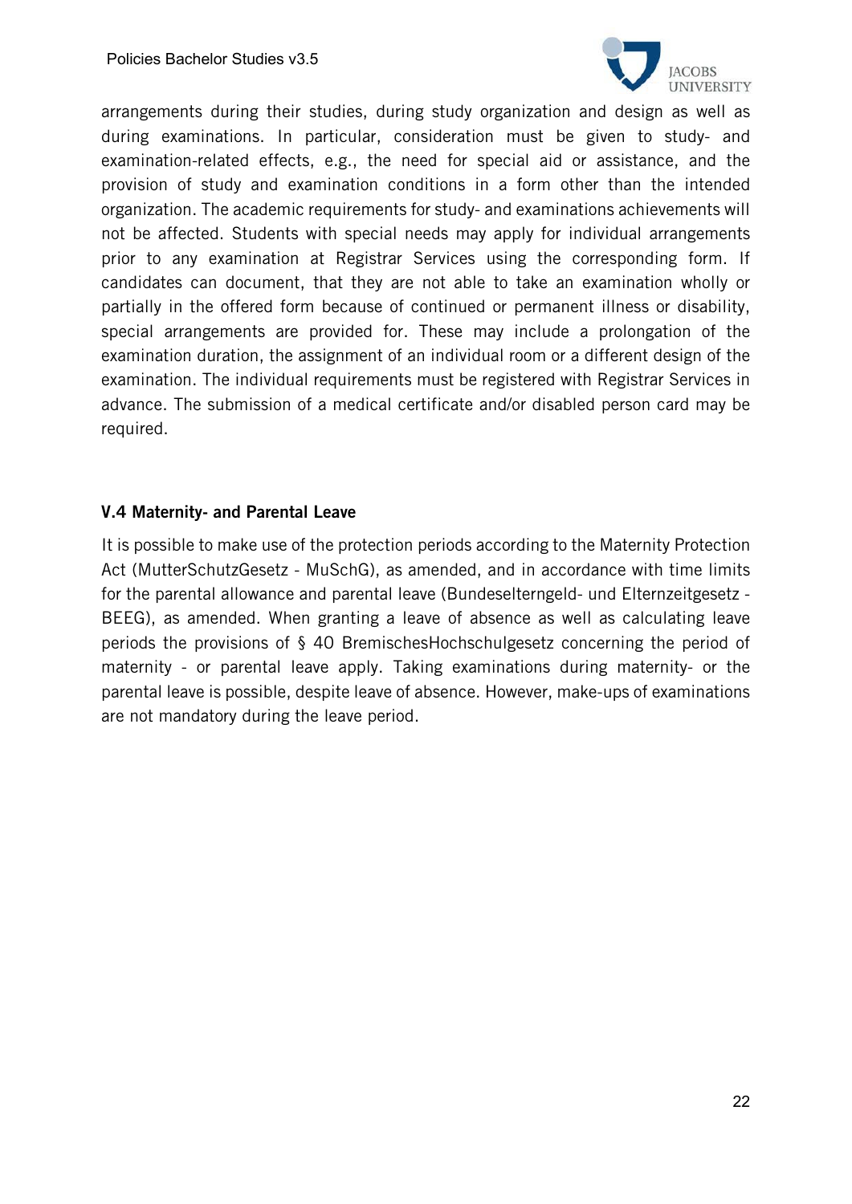arrangements during their studies, during study organization and design as well as during examinations. In particular, consideration must be given to study- and examination-related effects, e.g., the need for special aid or assistance, and the provision of study and examination conditions in a form other than the intended organization. The academic requirements for study- and examinations achievements will not be affected. Students with special needs may apply for individual arrangements prior to any examination at Registrar Services using the corresponding form. If candidates can document, that they are not able to take an examination wholly or partially in the offered form because of continued or permanent illness or disability, special arrangements are provided for. These may include a prolongation of the examination duration, the assignment of an individual room or a different design of the examination. The individual requirements must be registered with Registrar Services in advance. The submission of a medical certificate and/or disabled person card may be required.

### V.4 Maternity- and Parental Leave

It is possible to make use of the protection periods according to the Maternity Protection Act (MutterSchutzGesetz - MuSchG), as amended, and in accordance with time limits for the parental allowance and parental leave (Bundeselterngeld- und Elternzeitgesetz - BEEG), as amended. When granting a leave of absence as well as calculating leave periods the provisions of § 40 BremischesHochschulgesetz concerning the period of maternity - or parental leave apply. Taking examinations during maternity- or the parental leave is possible, despite leave of absence. However, make-ups of examinations are not mandatory during the leave period.